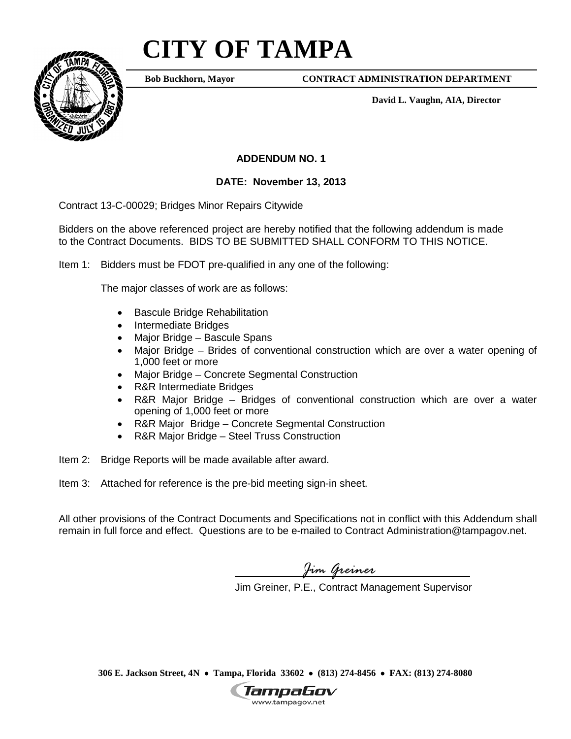# CITY OF TAMPA

**Bob Buckhorn, Mayor** **CONTRACT ADMINISTRATION DEPARTMENT**

**David L. Vaughn, AIA, Director**

## ADDENDUM NO. 1

**DATE: November 13, 2013**

Contract 13-C-00029; Bridges Minor Repairs Citywide

Bidders on the above referenced project are hereby notified that the following addendum is made to the Contract Documents. BIDS TO BE SUBMITTED SHALL CONFORM TO THIS NOTICE.

Item 1: Bidders must be FDOT pre-qualified in any one of the following:

The major classes of work are as follows:

- Bascule Bridge Rehabilitation
- Intermediate Bridges
- Major Bridge – Bascule Spans
- Major Bridge – Brides of conventional construction which are over a water opening of 1,000 feet or more
- Major Bridge – Concrete Segmental Construction
- R&R Intermediate Bridges
- R&R Major Bridge – Bridges of conventional construction which are over a water opening of 1,000 feet or more
- R&R Major Bridge – Concrete Segmental Construction
- R&R Major Bridge – Steel Truss Construction

Item 2: Bridge Reports will be made available after award.

Item 3: Attached for reference is the pre-bid meeting sign-in sheet.

All other provisions of the Contract Documents and Specifications not in conflict with this Addendum shall remain in full force and effect. Questions are to be e-mailed to Contract Administration@tampagov.net.

*Jim Greiner*

Jim Greiner, P.E., Contract Management Supervisor

**306 E. Jackson Street, 4N • Tampa, Florida 33602 • (813) 274-8456 • FAX: (813) 274-8080**

TampaGov
www.tampagov.net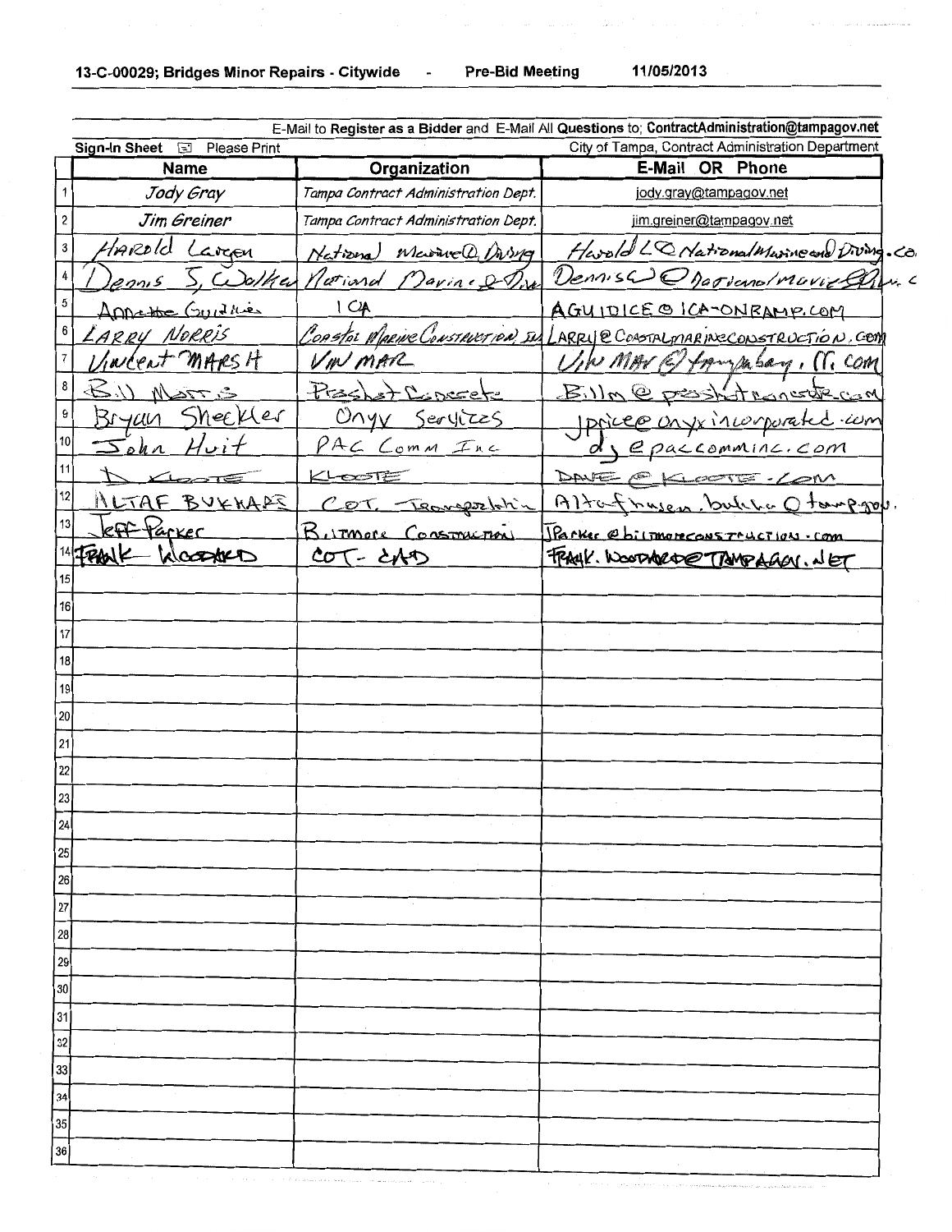13-C-00029; Bridges Minor Repairs - Citywide - Pre-Bid Meeting 11/05/2013

E-Mail to **Register as a Bidder** and E-Mail All **Questions** to; **ContractAdministration@tampagov.net**

**Sign-In Sheet** Please Print — City of Tampa, Contract Administration Department

| | Name | Organization | E-Mail OR Phone |
|---|---|---|---|
| 1 | Jody Gray | Tampa Contract Administration Dept. | jody.gray@tampagov.net |
| 2 | Jim Greiner | Tampa Contract Administration Dept. | jim.greiner@tampagov.net |
| 3 | Harold Largen | National Marine & Diving | HaroldL@NationalMarineandDiving.co |
| 4 | Dennis S. Walker | National Marine & Dive | DennisW@NationalMarine&Div..c |
| 5 | Annette Guidice | ICA | AGUIDICE@ICA-ONRAMP.COM |
| 6 | LARRY NORRIS | Coastal Marine Construction Inc | LARRY@COASTALMARINECONSTRUCTION.COM |
| 7 | Vincent MARSH | VIN MAR | Vin MAR @ tampabay.rr.com |
| 8 | Bill Morris | Preshot Concrete | Billm@preshotconcrete.com |
| 9 | Bryan Sheckler | Onyx Services | jprice@onyxincorporated.com |
| 10 | John Huit | PAC Comm Inc | dj@paccomminc.com |
| 11 | D Kloote | KLOOTE | DAVE@KLOOTE.COM |
| 12 | ALTAF BUKHARI | COT Transportation | Altafhusen.bukhari@tampagov. |
| 13 | Jeff Parker | Biltmore Construction | JParker@biltmoreconstruction.com |
| 14 | FRANK WOODARD | COT - CAD | FRANK.WOODARD@TAMPAGOV.NET |
| 15 | | | |
| 16 | | | |
| 17 | | | |
| 18 | | | |
| 19 | | | |
| 20 | | | |
| 21 | | | |
| 22 | | | |
| 23 | | | |
| 24 | | | |
| 25 | | | |
| 26 | | | |
| 27 | | | |
| 28 | | | |
| 29 | | | |
| 30 | | | |
| 31 | | | |
| 32 | | | |
| 33 | | | |
| 34 | | | |
| 35 | | | |
| 36 | | | |